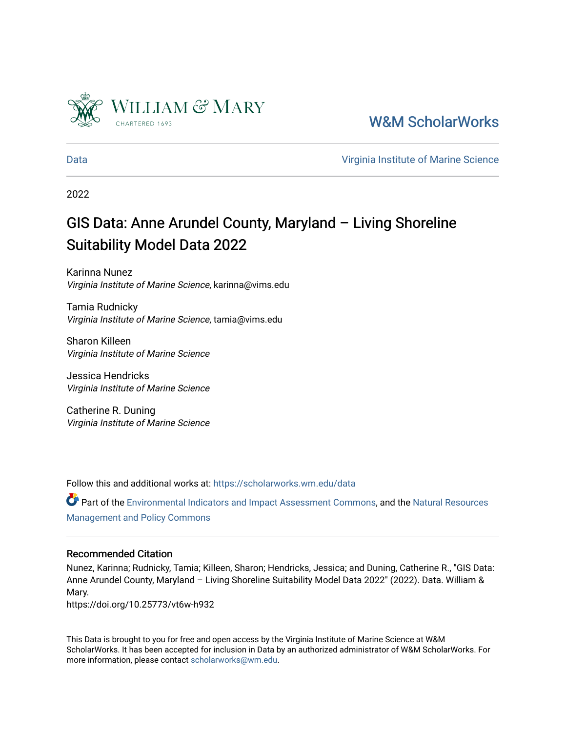William & Mary
CHARTERED 1693

W&M ScholarWorks

Data | Virginia Institute of Marine Science

2022

# GIS Data: Anne Arundel County, Maryland – Living Shoreline Suitability Model Data 2022

Karinna Nunez
*Virginia Institute of Marine Science*, karinna@vims.edu

Tamia Rudnicky
*Virginia Institute of Marine Science*, tamia@vims.edu

Sharon Killeen
*Virginia Institute of Marine Science*

Jessica Hendricks
*Virginia Institute of Marine Science*

Catherine R. Duning
*Virginia Institute of Marine Science*

Follow this and additional works at: https://scholarworks.wm.edu/data

Part of the Environmental Indicators and Impact Assessment Commons, and the Natural Resources Management and Policy Commons

## Recommended Citation

Nunez, Karinna; Rudnicky, Tamia; Killeen, Sharon; Hendricks, Jessica; and Duning, Catherine R., "GIS Data: Anne Arundel County, Maryland – Living Shoreline Suitability Model Data 2022" (2022). Data. William & Mary.
https://doi.org/10.25773/vt6w-h932

This Data is brought to you for free and open access by the Virginia Institute of Marine Science at W&M ScholarWorks. It has been accepted for inclusion in Data by an authorized administrator of W&M ScholarWorks. For more information, please contact scholarworks@wm.edu.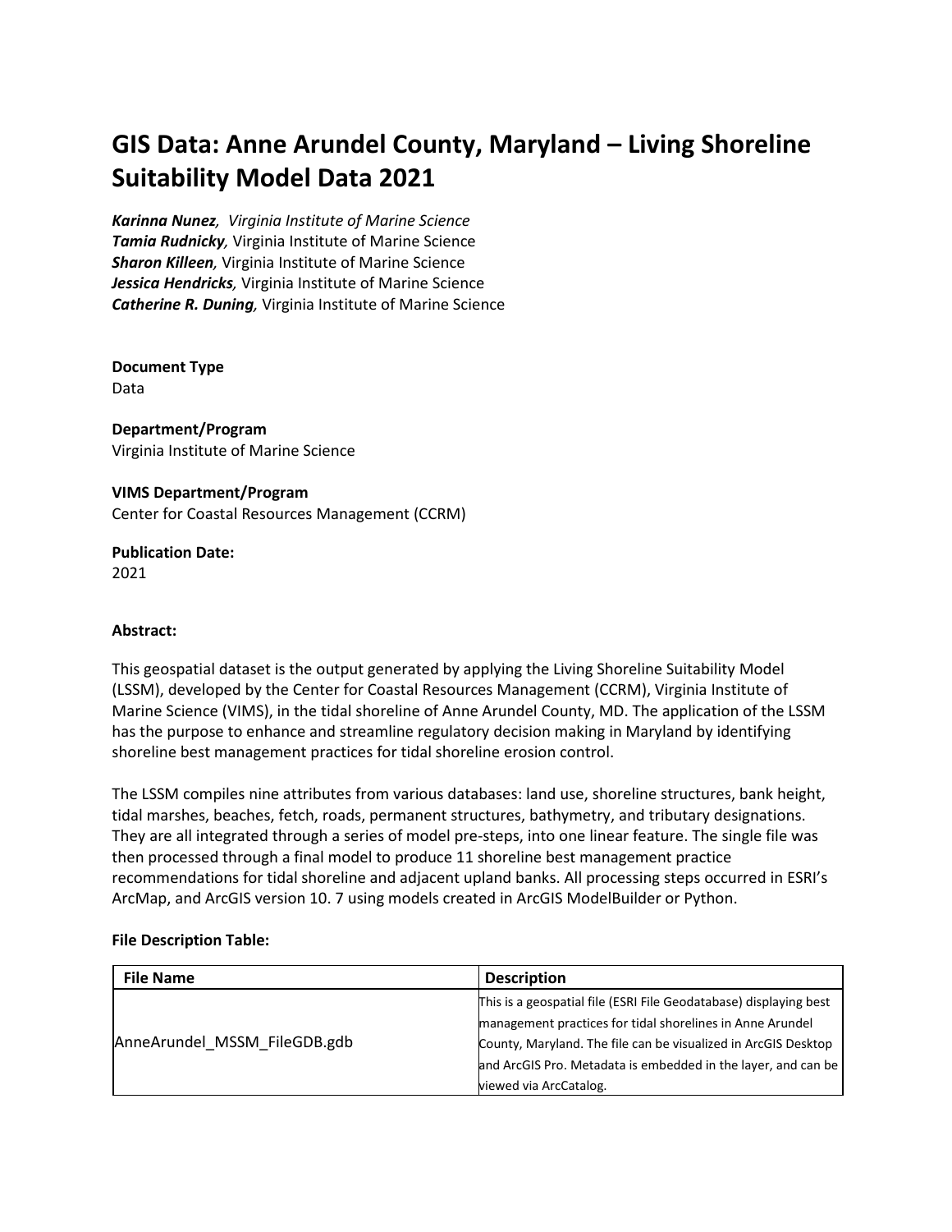# GIS Data: Anne Arundel County, Maryland – Living Shoreline Suitability Model Data 2021

***Karinna Nunez**, Virginia Institute of Marine Science*
**Tamia Rudnicky**, Virginia Institute of Marine Science
**Sharon Killeen**, Virginia Institute of Marine Science
**Jessica Hendricks**, Virginia Institute of Marine Science
**Catherine R. Duning**, Virginia Institute of Marine Science

**Document Type**
Data

**Department/Program**
Virginia Institute of Marine Science

**VIMS Department/Program**
Center for Coastal Resources Management (CCRM)

**Publication Date:**
2021

**Abstract:**

This geospatial dataset is the output generated by applying the Living Shoreline Suitability Model (LSSM), developed by the Center for Coastal Resources Management (CCRM), Virginia Institute of Marine Science (VIMS), in the tidal shoreline of Anne Arundel County, MD. The application of the LSSM has the purpose to enhance and streamline regulatory decision making in Maryland by identifying shoreline best management practices for tidal shoreline erosion control.

The LSSM compiles nine attributes from various databases: land use, shoreline structures, bank height, tidal marshes, beaches, fetch, roads, permanent structures, bathymetry, and tributary designations. They are all integrated through a series of model pre-steps, into one linear feature. The single file was then processed through a final model to produce 11 shoreline best management practice recommendations for tidal shoreline and adjacent upland banks. All processing steps occurred in ESRI's ArcMap, and ArcGIS version 10. 7 using models created in ArcGIS ModelBuilder or Python.

**File Description Table:**

| File Name | Description |
|---|---|
| AnneArundel_MSSM_FileGDB.gdb | This is a geospatial file (ESRI File Geodatabase) displaying best management practices for tidal shorelines in Anne Arundel County, Maryland. The file can be visualized in ArcGIS Desktop and ArcGIS Pro. Metadata is embedded in the layer, and can be viewed via ArcCatalog. |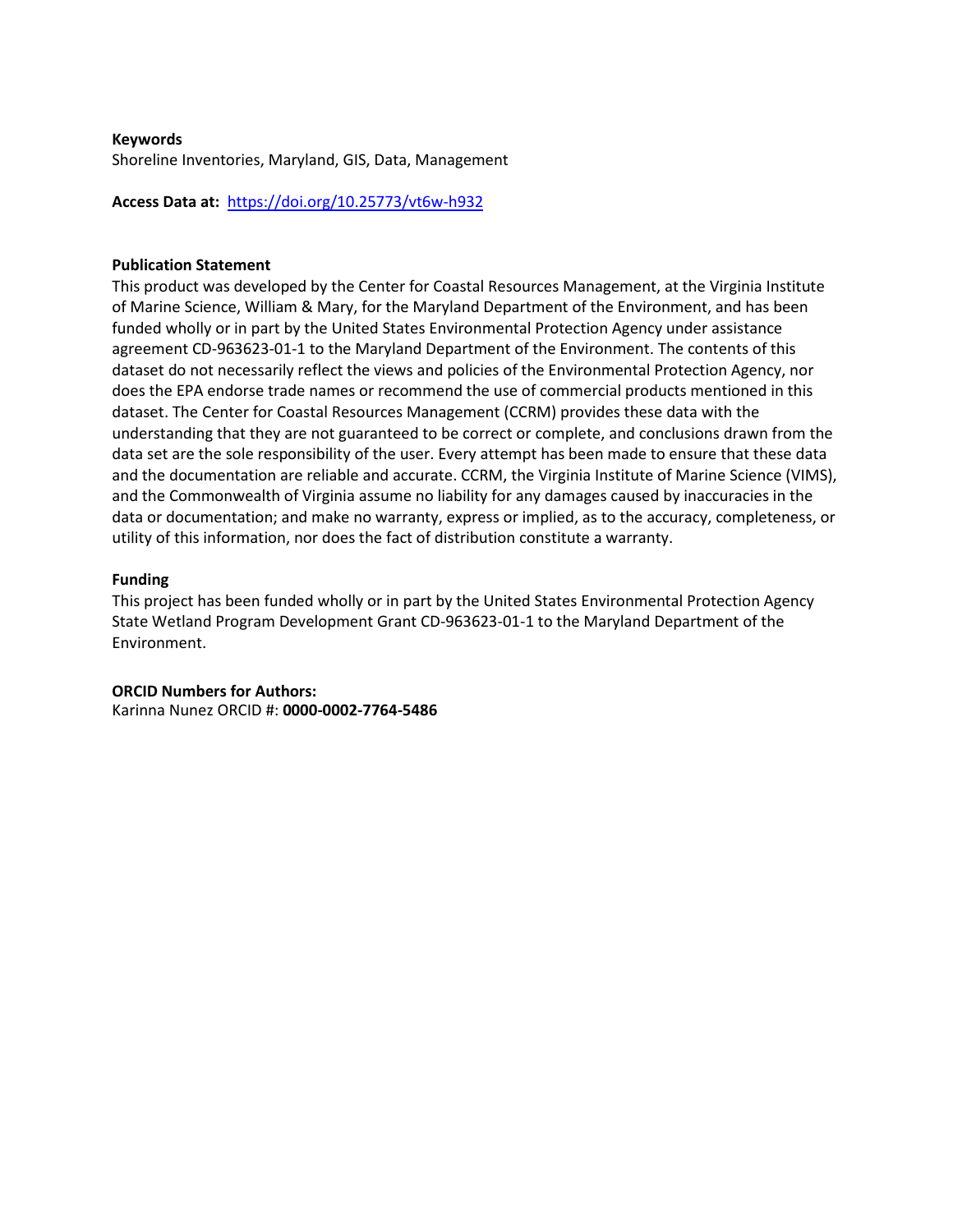**Keywords**

Shoreline Inventories, Maryland, GIS, Data, Management

**Access Data at:** [https://doi.org/10.25773/vt6w-h932](https://doi.org/10.25773/vt6w-h932)

**Publication Statement**

This product was developed by the Center for Coastal Resources Management, at the Virginia Institute of Marine Science, William & Mary, for the Maryland Department of the Environment, and has been funded wholly or in part by the United States Environmental Protection Agency under assistance agreement CD-963623-01-1 to the Maryland Department of the Environment. The contents of this dataset do not necessarily reflect the views and policies of the Environmental Protection Agency, nor does the EPA endorse trade names or recommend the use of commercial products mentioned in this dataset. The Center for Coastal Resources Management (CCRM) provides these data with the understanding that they are not guaranteed to be correct or complete, and conclusions drawn from the data set are the sole responsibility of the user. Every attempt has been made to ensure that these data and the documentation are reliable and accurate. CCRM, the Virginia Institute of Marine Science (VIMS), and the Commonwealth of Virginia assume no liability for any damages caused by inaccuracies in the data or documentation; and make no warranty, express or implied, as to the accuracy, completeness, or utility of this information, nor does the fact of distribution constitute a warranty.

**Funding**

This project has been funded wholly or in part by the United States Environmental Protection Agency State Wetland Program Development Grant CD-963623-01-1 to the Maryland Department of the Environment.

**ORCID Numbers for Authors:**

Karinna Nunez ORCID #: **0000-0002-7764-5486**